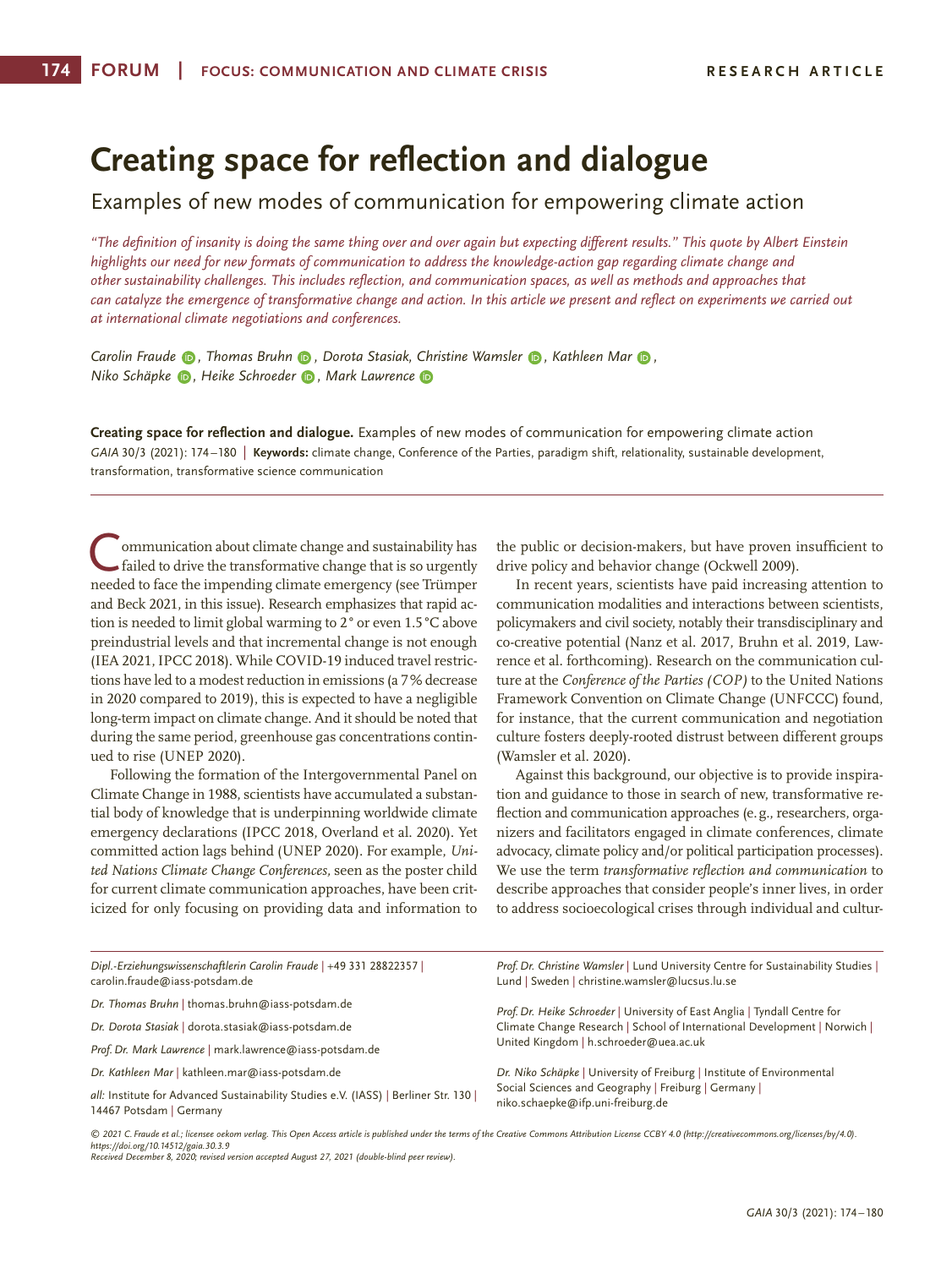# Creating space for reflection and dialogue

## Examples of new modes of communication for empowering climate action

*"The definition of insanity is doing the same thing over and over again but expecting different results." This quote by Albert Einstein highlights our need for new formats of communication to address the knowledge-action gap regarding climate change and other sustainability challenges. This includes reflection, and communication spaces, as well as methods and approaches that can catalyze the emergence of transformative change and action. In this article we present and reflect on experiments we carried out at international climate negotiations and conferences.*

*Carolin Fraude, Thomas Bruhn, Dorota Stasiak, Christine Wamsler, Kathleen Mar, Niko Schäpke, Heike Schroeder, Mark Lawrence*

**Creating space for reflection and dialogue.** Examples of new modes of communication for empowering climate action
*GAIA* 30/3 (2021): 174–180 | **Keywords:** climate change, Conference of the Parties, paradigm shift, relationality, sustainable development, transformation, transformative science communication

Communication about climate change and sustainability has failed to drive the transformative change that is so urgently needed to face the impending climate emergency (see Trümper and Beck 2021, in this issue). Research emphasizes that rapid action is needed to limit global warming to 2° or even 1.5 °C above preindustrial levels and that incremental change is not enough (IEA 2021, IPCC 2018). While COVID-19 induced travel restrictions have led to a modest reduction in emissions (a 7% decrease in 2020 compared to 2019), this is expected to have a negligible long-term impact on climate change. And it should be noted that during the same period, greenhouse gas concentrations continued to rise (UNEP 2020).

Following the formation of the Intergovernmental Panel on Climate Change in 1988, scientists have accumulated a substantial body of knowledge that is underpinning worldwide climate emergency declarations (IPCC 2018, Overland et al. 2020). Yet committed action lags behind (UNEP 2020). For example, *United Nations Climate Change Conferences,* seen as the poster child for current climate communication approaches, have been criticized for only focusing on providing data and information to the public or decision-makers, but have proven insufficient to drive policy and behavior change (Ockwell 2009).

In recent years, scientists have paid increasing attention to communication modalities and interactions between scientists, policymakers and civil society, notably their transdisciplinary and co-creative potential (Nanz et al. 2017, Bruhn et al. 2019, Lawrence et al. forthcoming). Research on the communication culture at the *Conference of the Parties (COP)* to the United Nations Framework Convention on Climate Change (UNFCCC) found, for instance, that the current communication and negotiation culture fosters deeply-rooted distrust between different groups (Wamsler et al. 2020).

Against this background, our objective is to provide inspiration and guidance to those in search of new, transformative reflection and communication approaches (e.g., researchers, organizers and facilitators engaged in climate conferences, climate advocacy, climate policy and/or political participation processes). We use the term *transformative reflection and communication* to describe approaches that consider people's inner lives, in order to address socioecological crises through individual and cultur-

*Dipl.-Erziehungswissenschaftlerin Carolin Fraude* | +49 331 28822357 | carolin.fraude@iass-potsdam.de

*Dr. Thomas Bruhn* | thomas.bruhn@iass-potsdam.de

*Dr. Dorota Stasiak* | dorota.stasiak@iass-potsdam.de

*Prof. Dr. Mark Lawrence* | mark.lawrence@iass-potsdam.de

*Dr. Kathleen Mar* | kathleen.mar@iass-potsdam.de

*all:* Institute for Advanced Sustainability Studies e.V. (IASS) | Berliner Str. 130 | 14467 Potsdam | Germany

*Prof. Dr. Christine Wamsler* | Lund University Centre for Sustainability Studies | Lund | Sweden | christine.wamsler@lucsus.lu.se

*Prof. Dr. Heike Schroeder* | University of East Anglia | Tyndall Centre for Climate Change Research | School of International Development | Norwich | United Kingdom | h.schroeder@uea.ac.uk

*Dr. Niko Schäpke* | University of Freiburg | Institute of Environmental Social Sciences and Geography | Freiburg | Germany | niko.schaepke@ifp.uni-freiburg.de

*© 2021 C. Fraude et al.; licensee oekom verlag. This Open Access article is published under the terms of the Creative Commons Attribution License CCBY 4.0 (http://creativecommons.org/licenses/by/4.0). https://doi.org/10.14512/gaia.30.3.9*
*Received December 8, 2020; revised version accepted August 27, 2021 (double-blind peer review).*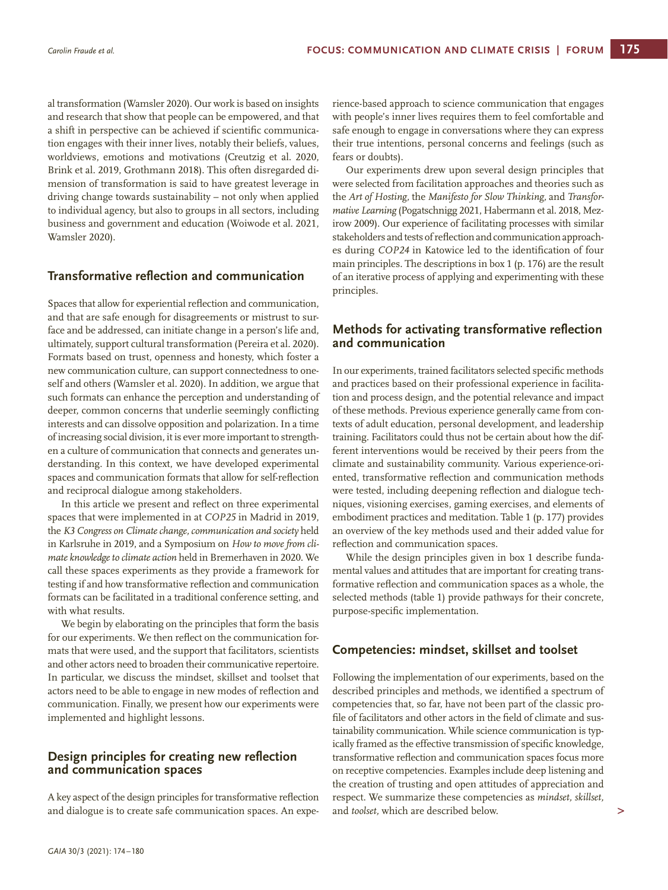al transformation (Wamsler 2020). Our work is based on insights and research that show that people can be empowered, and that a shift in perspective can be achieved if scientific communication engages with their inner lives, notably their beliefs, values, worldviews, emotions and motivations (Creutzig et al. 2020, Brink et al. 2019, Grothmann 2018). This often disregarded dimension of transformation is said to have greatest leverage in driving change towards sustainability – not only when applied to individual agency, but also to groups in all sectors, including business and government and education (Woiwode et al. 2021, Wamsler 2020).

## Transformative reflection and communication

Spaces that allow for experiential reflection and communication, and that are safe enough for disagreements or mistrust to surface and be addressed, can initiate change in a person's life and, ultimately, support cultural transformation (Pereira et al. 2020). Formats based on trust, openness and honesty, which foster a new communication culture, can support connectedness to oneself and others (Wamsler et al. 2020). In addition, we argue that such formats can enhance the perception and understanding of deeper, common concerns that underlie seemingly conflicting interests and can dissolve opposition and polarization. In a time of increasing social division, it is ever more important to strengthen a culture of communication that connects and generates understanding. In this context, we have developed experimental spaces and communication formats that allow for self-reflection and reciprocal dialogue among stakeholders.

In this article we present and reflect on three experimental spaces that were implemented in at *COP25* in Madrid in 2019, the *K3 Congress on Climate change, communication and society* held in Karlsruhe in 2019, and a Symposium on *How to move from climate knowledge to climate action* held in Bremerhaven in 2020. We call these spaces experiments as they provide a framework for testing if and how transformative reflection and communication formats can be facilitated in a traditional conference setting, and with what results.

We begin by elaborating on the principles that form the basis for our experiments. We then reflect on the communication formats that were used, and the support that facilitators, scientists and other actors need to broaden their communicative repertoire. In particular, we discuss the mindset, skillset and toolset that actors need to be able to engage in new modes of reflection and communication. Finally, we present how our experiments were implemented and highlight lessons.

## Design principles for creating new reflection and communication spaces

A key aspect of the design principles for transformative reflection and dialogue is to create safe communication spaces. An experience-based approach to science communication that engages with people's inner lives requires them to feel comfortable and safe enough to engage in conversations where they can express their true intentions, personal concerns and feelings (such as fears or doubts).

Our experiments drew upon several design principles that were selected from facilitation approaches and theories such as the *Art of Hosting*, the *Manifesto for Slow Thinking*, and *Transformative Learning* (Pogatschnigg 2021, Habermann et al. 2018, Mezirow 2009). Our experience of facilitating processes with similar stakeholders and tests of reflection and communication approaches during *COP24* in Katowice led to the identification of four main principles. The descriptions in box 1 (p. 176) are the result of an iterative process of applying and experimenting with these principles.

## Methods for activating transformative reflection and communication

In our experiments, trained facilitators selected specific methods and practices based on their professional experience in facilitation and process design, and the potential relevance and impact of these methods. Previous experience generally came from contexts of adult education, personal development, and leadership training. Facilitators could thus not be certain about how the different interventions would be received by their peers from the climate and sustainability community. Various experience-oriented, transformative reflection and communication methods were tested, including deepening reflection and dialogue techniques, visioning exercises, gaming exercises, and elements of embodiment practices and meditation. Table 1 (p. 177) provides an overview of the key methods used and their added value for reflection and communication spaces.

While the design principles given in box 1 describe fundamental values and attitudes that are important for creating transformative reflection and communication spaces as a whole, the selected methods (table 1) provide pathways for their concrete, purpose-specific implementation.

## Competencies: mindset, skillset and toolset

Following the implementation of our experiments, based on the described principles and methods, we identified a spectrum of competencies that, so far, have not been part of the classic profile of facilitators and other actors in the field of climate and sustainability communication. While science communication is typically framed as the effective transmission of specific knowledge, transformative reflection and communication spaces focus more on receptive competencies. Examples include deep listening and the creation of trusting and open attitudes of appreciation and respect. We summarize these competencies as *mindset*, *skillset*, and *toolset*, which are described below.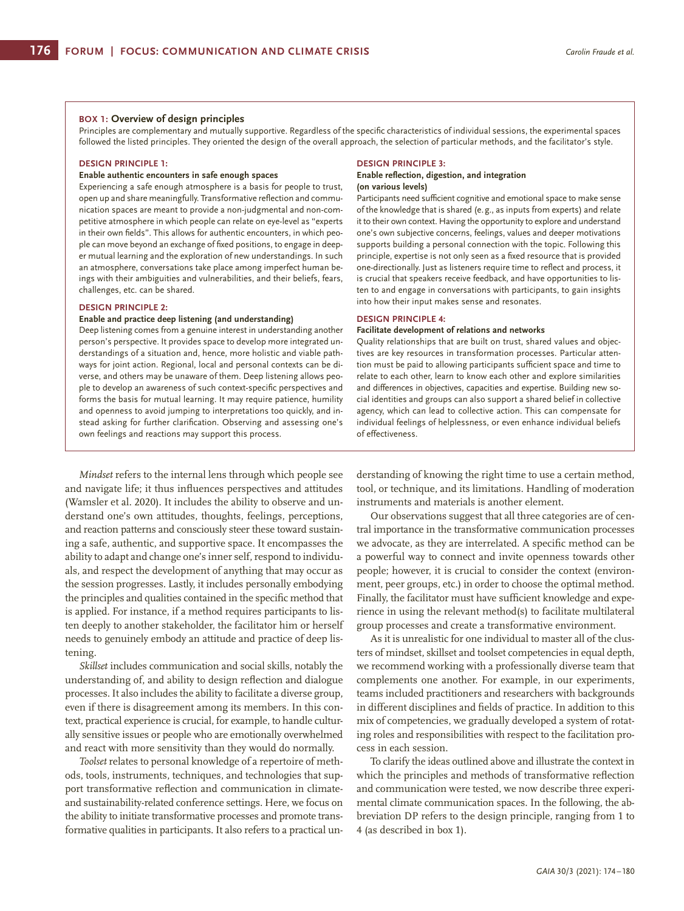### BOX 1: Overview of design principles

Principles are complementary and mutually supportive. Regardless of the specific characteristics of individual sessions, the experimental spaces followed the listed principles. They oriented the design of the overall approach, the selection of particular methods, and the facilitator's style.

#### DESIGN PRINCIPLE 1:

**Enable authentic encounters in safe enough spaces**

Experiencing a safe enough atmosphere is a basis for people to trust, open up and share meaningfully. Transformative reflection and communication spaces are meant to provide a non-judgmental and non-competitive atmosphere in which people can relate on eye-level as "experts in their own fields". This allows for authentic encounters, in which people can move beyond an exchange of fixed positions, to engage in deeper mutual learning and the exploration of new understandings. In such an atmosphere, conversations take place among imperfect human beings with their ambiguities and vulnerabilities, and their beliefs, fears, challenges, etc. can be shared.

#### DESIGN PRINCIPLE 2:

**Enable and practice deep listening (and understanding)**

Deep listening comes from a genuine interest in understanding another person's perspective. It provides space to develop more integrated understandings of a situation and, hence, more holistic and viable pathways for joint action. Regional, local and personal contexts can be diverse, and others may be unaware of them. Deep listening allows people to develop an awareness of such context-specific perspectives and forms the basis for mutual learning. It may require patience, humility and openness to avoid jumping to interpretations too quickly, and instead asking for further clarification. Observing and assessing one's own feelings and reactions may support this process.

#### DESIGN PRINCIPLE 3:

**Enable reflection, digestion, and integration (on various levels)**

Participants need sufficient cognitive and emotional space to make sense of the knowledge that is shared (e.g., as inputs from experts) and relate it to their own context. Having the opportunity to explore and understand one's own subjective concerns, feelings, values and deeper motivations supports building a personal connection with the topic. Following this principle, expertise is not only seen as a fixed resource that is provided one-directionally. Just as listeners require time to reflect and process, it is crucial that speakers receive feedback, and have opportunities to listen to and engage in conversations with participants, to gain insights into how their input makes sense and resonates.

#### DESIGN PRINCIPLE 4:

**Facilitate development of relations and networks**

Quality relationships that are built on trust, shared values and objectives are key resources in transformation processes. Particular attention must be paid to allowing participants sufficient space and time to relate to each other, learn to know each other and explore similarities and differences in objectives, capacities and expertise. Building new social identities and groups can also support a shared belief in collective agency, which can lead to collective action. This can compensate for individual feelings of helplessness, or even enhance individual beliefs of effectiveness.

*Mindset* refers to the internal lens through which people see and navigate life; it thus influences perspectives and attitudes (Wamsler et al. 2020). It includes the ability to observe and understand one's own attitudes, thoughts, feelings, perceptions, and reaction patterns and consciously steer these toward sustaining a safe, authentic, and supportive space. It encompasses the ability to adapt and change one's inner self, respond to individuals, and respect the development of anything that may occur as the session progresses. Lastly, it includes personally embodying the principles and qualities contained in the specific method that is applied. For instance, if a method requires participants to listen deeply to another stakeholder, the facilitator him or herself needs to genuinely embody an attitude and practice of deep listening.

*Skillset* includes communication and social skills, notably the understanding of, and ability to design reflection and dialogue processes. It also includes the ability to facilitate a diverse group, even if there is disagreement among its members. In this context, practical experience is crucial, for example, to handle culturally sensitive issues or people who are emotionally overwhelmed and react with more sensitivity than they would do normally.

*Toolset* relates to personal knowledge of a repertoire of methods, tools, instruments, techniques, and technologies that support transformative reflection and communication in climate- and sustainability-related conference settings. Here, we focus on the ability to initiate transformative processes and promote transformative qualities in participants. It also refers to a practical understanding of knowing the right time to use a certain method, tool, or technique, and its limitations. Handling of moderation instruments and materials is another element.

Our observations suggest that all three categories are of central importance in the transformative communication processes we advocate, as they are interrelated. A specific method can be a powerful way to connect and invite openness towards other people; however, it is crucial to consider the context (environment, peer groups, etc.) in order to choose the optimal method. Finally, the facilitator must have sufficient knowledge and experience in using the relevant method(s) to facilitate multilateral group processes and create a transformative environment.

As it is unrealistic for one individual to master all of the clusters of mindset, skillset and toolset competencies in equal depth, we recommend working with a professionally diverse team that complements one another. For example, in our experiments, teams included practitioners and researchers with backgrounds in different disciplines and fields of practice. In addition to this mix of competencies, we gradually developed a system of rotating roles and responsibilities with respect to the facilitation process in each session.

To clarify the ideas outlined above and illustrate the context in which the principles and methods of transformative reflection and communication were tested, we now describe three experimental climate communication spaces. In the following, the abbreviation DP refers to the design principle, ranging from 1 to 4 (as described in box 1).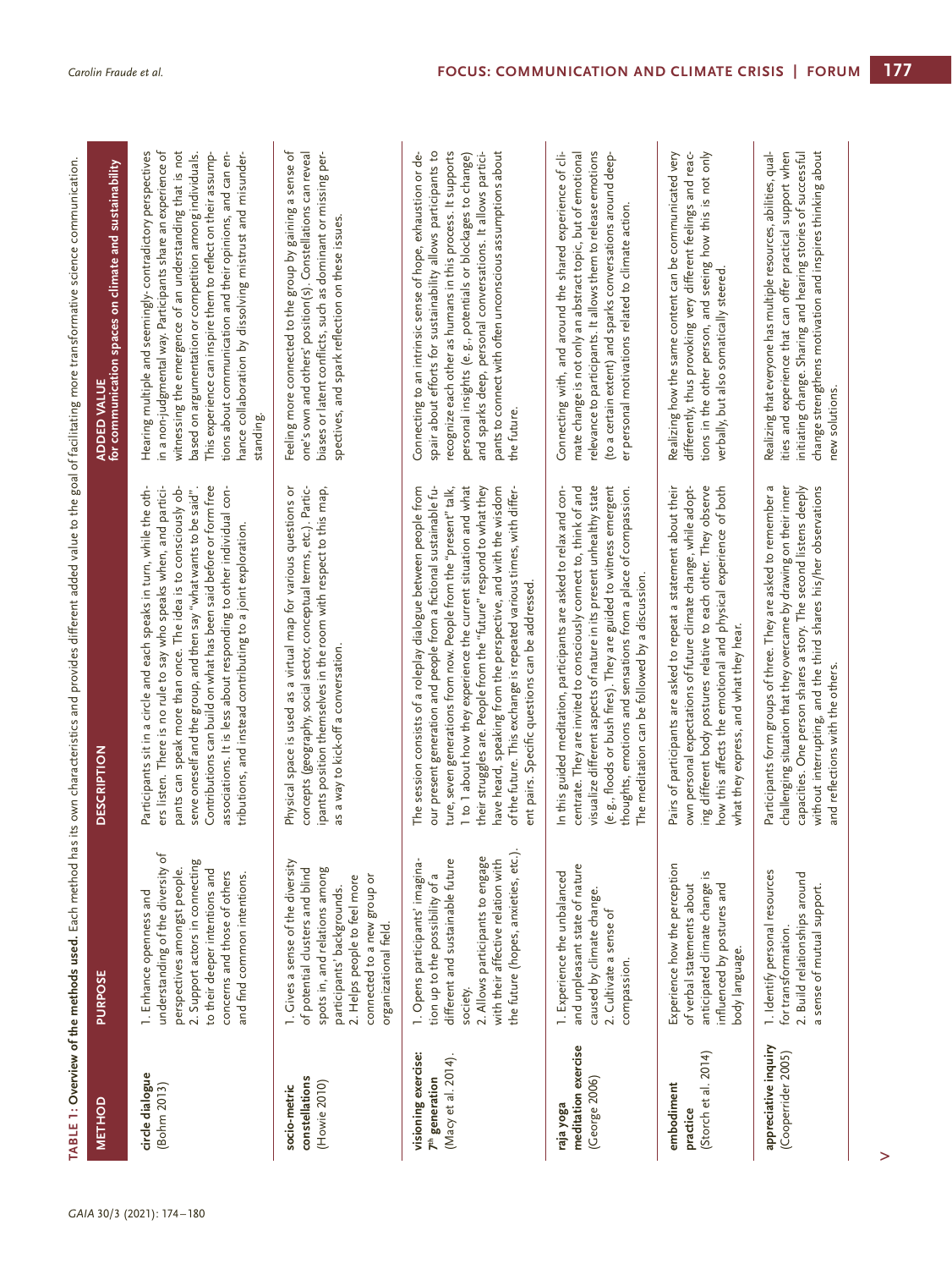**TABLE 1: Overview of the methods used.** Each method has its own characteristics and provides different added value to the goal of facilitating more transformative science communication.

| METHOD | PURPOSE | DESCRIPTION | ADDED VALUE for communication spaces on climate and sustainability |
|---|---|---|---|
| **circle dialogue** (Bohm 2013) | 1. Enhance openness and understanding of the diversity of perspectives amongst people. 2. Support actors in connecting to their deeper intentions and concerns and those of others and find common intentions. | Participants sit in a circle and each speaks in turn, while the others listen. There is no rule to say who speaks when, and participants can speak more than once. The idea is to consciously observe oneself and the group, and then say "what wants to be said". Contributions can build on what has been said before or form free associations. It is less about responding to other individual contributions, and instead contributing to a joint exploration. | Hearing multiple and seemingly-contradictory perspectives in a non-judgmental way. Participants share an experience of witnessing the emergence of an understanding that is not based on argumentation or competition among individuals. This experience can inspire them to reflect on their assumptions about communication and their opinions, and can enhance collaboration by dissolving mistrust and misunderstanding. |
| **socio-metric constellations** (Howie 2010) | 1. Gives a sense of the diversity of potential clusters and blind spots in, and relations among participants' backgrounds. 2. Helps people to feel more connected to a new group or organizational field. | Physical space is used as a virtual map for various questions or concepts (geography, social sector, conceptual terms, etc.). Participants position themselves in the room with respect to this map, as a way to kick-off a conversation. | Feeling more connected to the group by gaining a sense of one's own and others' position(s). Constellations can reveal biases or latent conflicts, such as dominant or missing perspectives, and spark reflection on these issues. |
| **visioning exercise: 7th generation** (Macy et al. 2014). | 1. Opens participants' imagination up to the possibility of a different and sustainable future society. 2. Allows participants to engage with their affective relation with the future (hopes, anxieties, etc.). | The session consists of a roleplay dialogue between people from our present generation and people from a fictional sustainable future, seven generations from now. People from the "present" talk, 1 to 1 about how they experience the current situation and what their struggles are. People from the "future" respond to what they have heard, speaking from the perspective, and with the wisdom of the future. This exchange is repeated various times, with different pairs. Specific questions can be addressed. | Connecting to an intrinsic sense of hope, exhaustion or despair about efforts for sustainability allows participants to recognize each other as humans in this process. It supports personal insights (e.g., potentials or blockages to change) and sparks deep, personal conversations. It allows participants to connect with often unconscious assumptions about the future. |
| **raja yoga meditation exercise** (George 2006) | 1. Experience the unbalanced and unpleasant state of nature caused by climate change. 2. Cultivate a sense of compassion. | In this guided meditation, participants are asked to relax and concentrate. They are invited to consciously connect to, think of and visualize different aspects of nature in its present unhealthy state (e.g., floods or bush fires). They are guided to witness emergent thoughts, emotions and sensations from a place of compassion. The meditation can be followed by a discussion. | Connecting with, and around the shared experience of climate change is not only an abstract topic, but of emotional relevance to participants. It allows them to release emotions (to a certain extent) and sparks conversations around deeper personal motivations related to climate action. |
| **embodiment practice** (Storch et al. 2014) | Experience how the perception of verbal statements about anticipated climate change is influenced by postures and body language. | Pairs of participants are asked to repeat a statement about their own personal expectations of future climate change, while adopting different body postures relative to each other. They observe how this affects the emotional and physical experience of both what they express, and what they hear. | Realizing how the same content can be communicated very differently, thus provoking very different feelings and reactions in the other person, and seeing how this is not only verbally, but also somatically steered. |
| **appreciative inquiry** (Cooperrider 2005) | 1. Identify personal resources for transformation. 2. Build relationships around a sense of mutual support. | Participants form groups of three. They are asked to remember a challenging situation that they overcame by drawing on their inner capacities. One person shares a story. The second listens deeply without interrupting, and the third shares his/her observations and reflections with the others. | Realizing that everyone has multiple resources, abilities, qualities and experience that can offer practical support when initiating change. Sharing and hearing stories of successful change strengthens motivation and inspires thinking about new solutions. |

>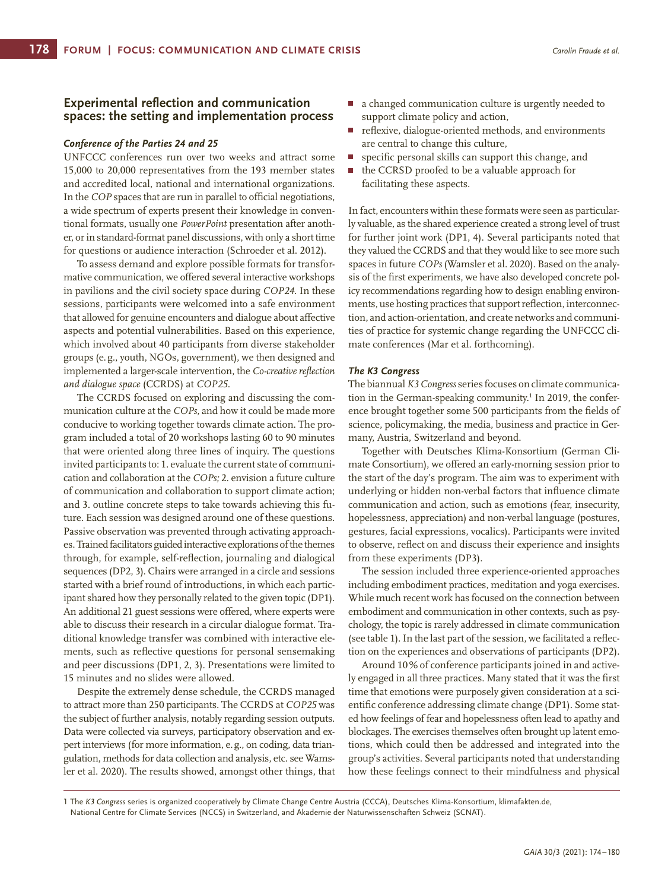## Experimental reflection and communication spaces: the setting and implementation process

### *Conference of the Parties 24 and 25*

UNFCCC conferences run over two weeks and attract some 15,000 to 20,000 representatives from the 193 member states and accredited local, national and international organizations. In the *COP* spaces that are run in parallel to official negotiations, a wide spectrum of experts present their knowledge in conventional formats, usually one *PowerPoint* presentation after another, or in standard-format panel discussions, with only a short time for questions or audience interaction (Schroeder et al. 2012).

To assess demand and explore possible formats for transformative communication, we offered several interactive workshops in pavilions and the civil society space during *COP24*. In these sessions, participants were welcomed into a safe environment that allowed for genuine encounters and dialogue about affective aspects and potential vulnerabilities. Based on this experience, which involved about 40 participants from diverse stakeholder groups (e.g., youth, NGOs, government), we then designed and implemented a larger-scale intervention, the *Co-creative reflection and dialogue space* (CCRDS) at *COP25*.

The CCRDS focused on exploring and discussing the communication culture at the *COPs*, and how it could be made more conducive to working together towards climate action. The program included a total of 20 workshops lasting 60 to 90 minutes that were oriented along three lines of inquiry. The questions invited participants to: 1. evaluate the current state of communication and collaboration at the *COPs;* 2. envision a future culture of communication and collaboration to support climate action; and 3. outline concrete steps to take towards achieving this future. Each session was designed around one of these questions. Passive observation was prevented through activating approaches. Trained facilitators guided interactive explorations of the themes through, for example, self-reflection, journaling and dialogical sequences (DP2, 3). Chairs were arranged in a circle and sessions started with a brief round of introductions, in which each participant shared how they personally related to the given topic (DP1). An additional 21 guest sessions were offered, where experts were able to discuss their research in a circular dialogue format. Traditional knowledge transfer was combined with interactive elements, such as reflective questions for personal sensemaking and peer discussions (DP1, 2, 3). Presentations were limited to 15 minutes and no slides were allowed.

Despite the extremely dense schedule, the CCRDS managed to attract more than 250 participants. The CCRDS at *COP25* was the subject of further analysis, notably regarding session outputs. Data were collected via surveys, participatory observation and expert interviews (for more information, e.g., on coding, data triangulation, methods for data collection and analysis, etc. see Wamsler et al. 2020). The results showed, amongst other things, that

- a changed communication culture is urgently needed to support climate policy and action,
- reflexive, dialogue-oriented methods, and environments are central to change this culture,
- specific personal skills can support this change, and
- the CCRSD proofed to be a valuable approach for facilitating these aspects.

In fact, encounters within these formats were seen as particularly valuable, as the shared experience created a strong level of trust for further joint work (DP1, 4). Several participants noted that they valued the CCRDS and that they would like to see more such spaces in future *COPs* (Wamsler et al. 2020). Based on the analysis of the first experiments, we have also developed concrete policy recommendations regarding how to design enabling environments, use hosting practices that support reflection, interconnection, and action-orientation, and create networks and communities of practice for systemic change regarding the UNFCCC climate conferences (Mar et al. forthcoming).

### *The K3 Congress*

The biannual *K3 Congress* series focuses on climate communication in the German-speaking community.[1] In 2019, the conference brought together some 500 participants from the fields of science, policymaking, the media, business and practice in Germany, Austria, Switzerland and beyond.

Together with Deutsches Klima-Konsortium (German Climate Consortium), we offered an early-morning session prior to the start of the day's program. The aim was to experiment with underlying or hidden non-verbal factors that influence climate communication and action, such as emotions (fear, insecurity, hopelessness, appreciation) and non-verbal language (postures, gestures, facial expressions, vocalics). Participants were invited to observe, reflect on and discuss their experience and insights from these experiments (DP3).

The session included three experience-oriented approaches including embodiment practices, meditation and yoga exercises. While much recent work has focused on the connection between embodiment and communication in other contexts, such as psychology, the topic is rarely addressed in climate communication (see table 1). In the last part of the session, we facilitated a reflection on the experiences and observations of participants (DP2).

Around 10% of conference participants joined in and actively engaged in all three practices. Many stated that it was the first time that emotions were purposely given consideration at a scientific conference addressing climate change (DP1). Some stated how feelings of fear and hopelessness often lead to apathy and blockages. The exercises themselves often brought up latent emotions, which could then be addressed and integrated into the group's activities. Several participants noted that understanding how these feelings connect to their mindfulness and physical

1 The *K3 Congress* series is organized cooperatively by Climate Change Centre Austria (CCCA), Deutsches Klima-Konsortium, klimafakten.de, National Centre for Climate Services (NCCS) in Switzerland, and Akademie der Naturwissenschaften Schweiz (SCNAT).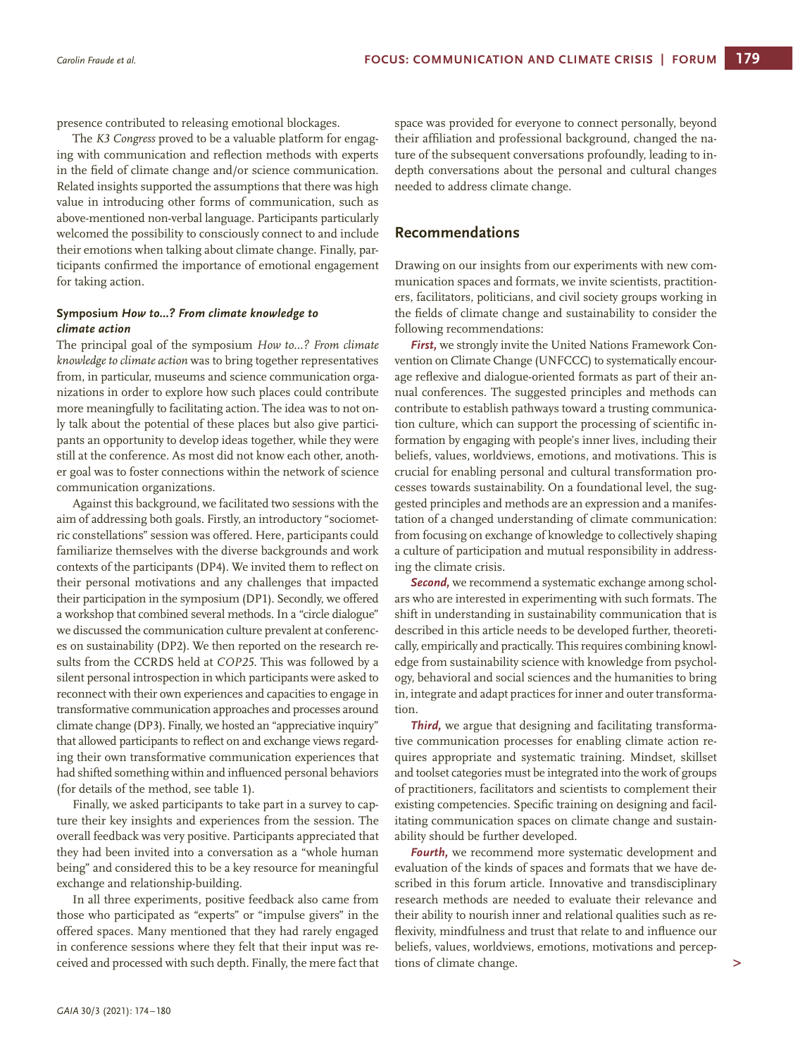presence contributed to releasing emotional blockages.

The *K3 Congress* proved to be a valuable platform for engaging with communication and reflection methods with experts in the field of climate change and/or science communication. Related insights supported the assumptions that there was high value in introducing other forms of communication, such as above-mentioned non-verbal language. Participants particularly welcomed the possibility to consciously connect to and include their emotions when talking about climate change. Finally, participants confirmed the importance of emotional engagement for taking action.

#### Symposium *How to...? From climate knowledge to climate action*

The principal goal of the symposium *How to...? From climate knowledge to climate action* was to bring together representatives from, in particular, museums and science communication organizations in order to explore how such places could contribute more meaningfully to facilitating action. The idea was to not only talk about the potential of these places but also give participants an opportunity to develop ideas together, while they were still at the conference. As most did not know each other, another goal was to foster connections within the network of science communication organizations.

Against this background, we facilitated two sessions with the aim of addressing both goals. Firstly, an introductory "sociometric constellations" session was offered. Here, participants could familiarize themselves with the diverse backgrounds and work contexts of the participants (DP4). We invited them to reflect on their personal motivations and any challenges that impacted their participation in the symposium (DP1). Secondly, we offered a workshop that combined several methods. In a "circle dialogue" we discussed the communication culture prevalent at conferences on sustainability (DP2). We then reported on the research results from the CCRDS held at *COP25*. This was followed by a silent personal introspection in which participants were asked to reconnect with their own experiences and capacities to engage in transformative communication approaches and processes around climate change (DP3). Finally, we hosted an "appreciative inquiry" that allowed participants to reflect on and exchange views regarding their own transformative communication experiences that had shifted something within and influenced personal behaviors (for details of the method, see table 1).

Finally, we asked participants to take part in a survey to capture their key insights and experiences from the session. The overall feedback was very positive. Participants appreciated that they had been invited into a conversation as a "whole human being" and considered this to be a key resource for meaningful exchange and relationship-building.

In all three experiments, positive feedback also came from those who participated as "experts" or "impulse givers" in the offered spaces. Many mentioned that they had rarely engaged in conference sessions where they felt that their input was received and processed with such depth. Finally, the mere fact that space was provided for everyone to connect personally, beyond their affiliation and professional background, changed the nature of the subsequent conversations profoundly, leading to in-depth conversations about the personal and cultural changes needed to address climate change.

## Recommendations

Drawing on our insights from our experiments with new communication spaces and formats, we invite scientists, practitioners, facilitators, politicians, and civil society groups working in the fields of climate change and sustainability to consider the following recommendations:

***First,*** we strongly invite the United Nations Framework Convention on Climate Change (UNFCCC) to systematically encourage reflexive and dialogue-oriented formats as part of their annual conferences. The suggested principles and methods can contribute to establish pathways toward a trusting communication culture, which can support the processing of scientific information by engaging with people's inner lives, including their beliefs, values, worldviews, emotions, and motivations. This is crucial for enabling personal and cultural transformation processes towards sustainability. On a foundational level, the suggested principles and methods are an expression and a manifestation of a changed understanding of climate communication: from focusing on exchange of knowledge to collectively shaping a culture of participation and mutual responsibility in addressing the climate crisis.

***Second,*** we recommend a systematic exchange among scholars who are interested in experimenting with such formats. The shift in understanding in sustainability communication that is described in this article needs to be developed further, theoretically, empirically and practically. This requires combining knowledge from sustainability science with knowledge from psychology, behavioral and social sciences and the humanities to bring in, integrate and adapt practices for inner and outer transformation.

***Third,*** we argue that designing and facilitating transformative communication processes for enabling climate action requires appropriate and systematic training. Mindset, skillset and toolset categories must be integrated into the work of groups of practitioners, facilitators and scientists to complement their existing competencies. Specific training on designing and facilitating communication spaces on climate change and sustainability should be further developed.

***Fourth,*** we recommend more systematic development and evaluation of the kinds of spaces and formats that we have described in this forum article. Innovative and transdisciplinary research methods are needed to evaluate their relevance and their ability to nourish inner and relational qualities such as reflexivity, mindfulness and trust that relate to and influence our beliefs, values, worldviews, emotions, motivations and perceptions of climate change.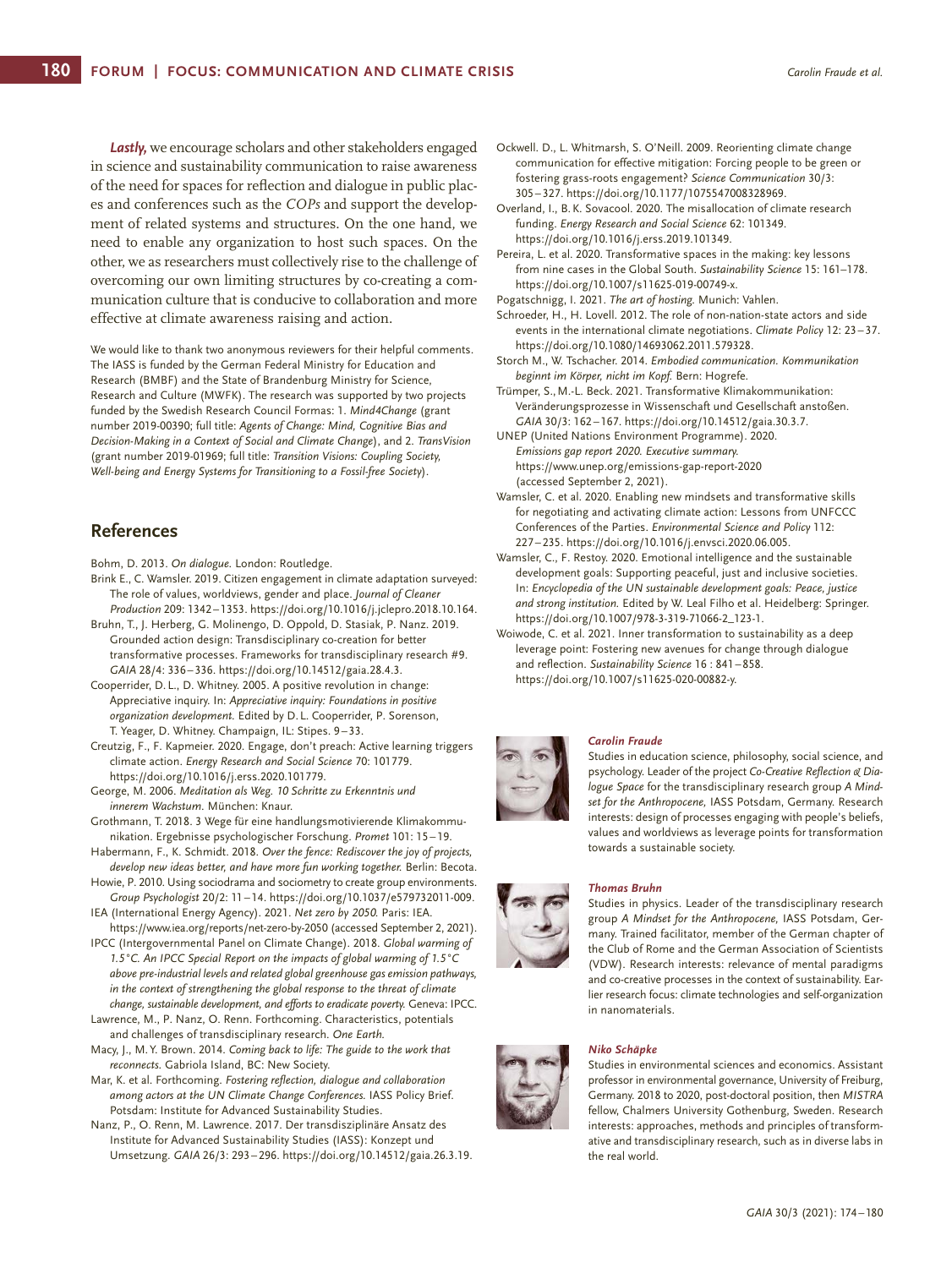***Lastly,*** we encourage scholars and other stakeholders engaged in science and sustainability communication to raise awareness of the need for spaces for reflection and dialogue in public places and conferences such as the *COPs* and support the development of related systems and structures. On the one hand, we need to enable any organization to host such spaces. On the other, we as researchers must collectively rise to the challenge of overcoming our own limiting structures by co-creating a communication culture that is conducive to collaboration and more effective at climate awareness raising and action.

We would like to thank two anonymous reviewers for their helpful comments. The IASS is funded by the German Federal Ministry for Education and Research (BMBF) and the State of Brandenburg Ministry for Science, Research and Culture (MWFK). The research was supported by two projects funded by the Swedish Research Council Formas: 1. *Mind4Change* (grant number 2019-00390; full title: *Agents of Change: Mind, Cognitive Bias and Decision-Making in a Context of Social and Climate Change*), and 2. *TransVision* (grant number 2019-01969; full title: *Transition Visions: Coupling Society, Well-being and Energy Systems for Transitioning to a Fossil-free Society*).

## References

Bohm, D. 2013. *On dialogue.* London: Routledge.

Brink E., C. Wamsler. 2019. Citizen engagement in climate adaptation surveyed: The role of values, worldviews, gender and place. *Journal of Cleaner Production* 209: 1342–1353. https://doi.org/10.1016/j.jclepro.2018.10.164.

Bruhn, T., J. Herberg, G. Molinengo, D. Oppold, D. Stasiak, P. Nanz. 2019. Grounded action design: Transdisciplinary co-creation for better transformative processes. Frameworks for transdisciplinary research #9. *GAIA* 28/4: 336–336. https://doi.org/10.14512/gaia.28.4.3.

Cooperrider, D. L., D. Whitney. 2005. A positive revolution in change: Appreciative inquiry. In: *Appreciative inquiry: Foundations in positive organization development.* Edited by D. L. Cooperrider, P. Sorenson, T. Yeager, D. Whitney. Champaign, IL: Stipes. 9–33.

Creutzig, F., F. Kapmeier. 2020. Engage, don't preach: Active learning triggers climate action. *Energy Research and Social Science* 70: 101779. https://doi.org/10.1016/j.erss.2020.101779.

George, M. 2006. *Meditation als Weg. 10 Schritte zu Erkenntnis und innerem Wachstum.* München: Knaur.

Grothmann, T. 2018. 3 Wege für eine handlungsmotivierende Klimakommunikation. Ergebnisse psychologischer Forschung. *Promet* 101: 15–19.

Habermann, F., K. Schmidt. 2018. *Over the fence: Rediscover the joy of projects, develop new ideas better, and have more fun working together.* Berlin: Becota.

Howie, P. 2010. Using sociodrama and sociometry to create group environments. *Group Psychologist* 20/2: 11–14. https://doi.org/10.1037/e579732011-009.

IEA (International Energy Agency). 2021. *Net zero by 2050.* Paris: IEA. https://www.iea.org/reports/net-zero-by-2050 (accessed September 2, 2021).

IPCC (Intergovernmental Panel on Climate Change). 2018. *Global warming of 1.5°C. An IPCC Special Report on the impacts of global warming of 1.5°C above pre-industrial levels and related global greenhouse gas emission pathways, in the context of strengthening the global response to the threat of climate change, sustainable development, and efforts to eradicate poverty.* Geneva: IPCC.

Lawrence, M., P. Nanz, O. Renn. Forthcoming. Characteristics, potentials and challenges of transdisciplinary research. *One Earth.*

Macy, J., M. Y. Brown. 2014. *Coming back to life: The guide to the work that reconnects.* Gabriola Island, BC: New Society.

Mar, K. et al. Forthcoming. *Fostering reflection, dialogue and collaboration among actors at the UN Climate Change Conferences.* IASS Policy Brief. Potsdam: Institute for Advanced Sustainability Studies.

Nanz, P., O. Renn, M. Lawrence. 2017. Der transdisziplinäre Ansatz des Institute for Advanced Sustainability Studies (IASS): Konzept und Umsetzung. *GAIA* 26/3: 293–296. https://doi.org/10.14512/gaia.26.3.19.

Ockwell. D., L. Whitmarsh, S. O'Neill. 2009. Reorienting climate change communication for effective mitigation: Forcing people to be green or fostering grass-roots engagement? *Science Communication* 30/3: 305–327. https://doi.org/10.1177/1075547008328969.

Overland, I., B. K. Sovacool. 2020. The misallocation of climate research funding. *Energy Research and Social Science* 62: 101349. https://doi.org/10.1016/j.erss.2019.101349.

Pereira, L. et al. 2020. Transformative spaces in the making: key lessons from nine cases in the Global South. *Sustainability Science* 15: 161–178. https://doi.org/10.1007/s11625-019-00749-x.

Pogatschnigg, I. 2021. *The art of hosting.* Munich: Vahlen.

Schroeder, H., H. Lovell. 2012. The role of non-nation-state actors and side events in the international climate negotiations. *Climate Policy* 12: 23–37. https://doi.org/10.1080/14693062.2011.579328.

Storch M., W. Tschacher. 2014. *Embodied communication. Kommunikation beginnt im Körper, nicht im Kopf.* Bern: Hogrefe.

Trümper, S., M.-L. Beck. 2021. Transformative Klimakommunikation: Veränderungsprozesse in Wissenschaft und Gesellschaft anstoßen. *GAIA* 30/3: 162–167. https://doi.org/10.14512/gaia.30.3.7.

UNEP (United Nations Environment Programme). 2020. *Emissions gap report 2020. Executive summary.* https://www.unep.org/emissions-gap-report-2020 (accessed September 2, 2021).

Wamsler, C. et al. 2020. Enabling new mindsets and transformative skills for negotiating and activating climate action: Lessons from UNFCCC Conferences of the Parties. *Environmental Science and Policy* 112: 227–235. https://doi.org/10.1016/j.envsci.2020.06.005.

Wamsler, C., F. Restoy. 2020. Emotional intelligence and the sustainable development goals: Supporting peaceful, just and inclusive societies. In: *Encyclopedia of the UN sustainable development goals: Peace, justice and strong institution.* Edited by W. Leal Filho et al. Heidelberg: Springer. https://doi.org/10.1007/978-3-319-71066-2_123-1.

Woiwode, C. et al. 2021. Inner transformation to sustainability as a deep leverage point: Fostering new avenues for change through dialogue and reflection. *Sustainability Science* 16 : 841–858. https://doi.org/10.1007/s11625-020-00882-y.

***Carolin Fraude***

Studies in education science, philosophy, social science, and psychology. Leader of the project *Co-Creative Reflection & Dialogue Space* for the transdisciplinary research group *A Mindset for the Anthropocene*, IASS Potsdam, Germany. Research interests: design of processes engaging with people's beliefs, values and worldviews as leverage points for transformation towards a sustainable society.

***Thomas Bruhn***

Studies in physics. Leader of the transdisciplinary research group *A Mindset for the Anthropocene*, IASS Potsdam, Germany. Trained facilitator, member of the German chapter of the Club of Rome and the German Association of Scientists (VDW). Research interests: relevance of mental paradigms and co-creative processes in the context of sustainability. Earlier research focus: climate technologies and self-organization in nanomaterials.

***Niko Schäpke***

Studies in environmental sciences and economics. Assistant professor in environmental governance, University of Freiburg, Germany. 2018 to 2020, post-doctoral position, then *MISTRA* fellow, Chalmers University Gothenburg, Sweden. Research interests: approaches, methods and principles of transformative and transdisciplinary research, such as in diverse labs in the real world.